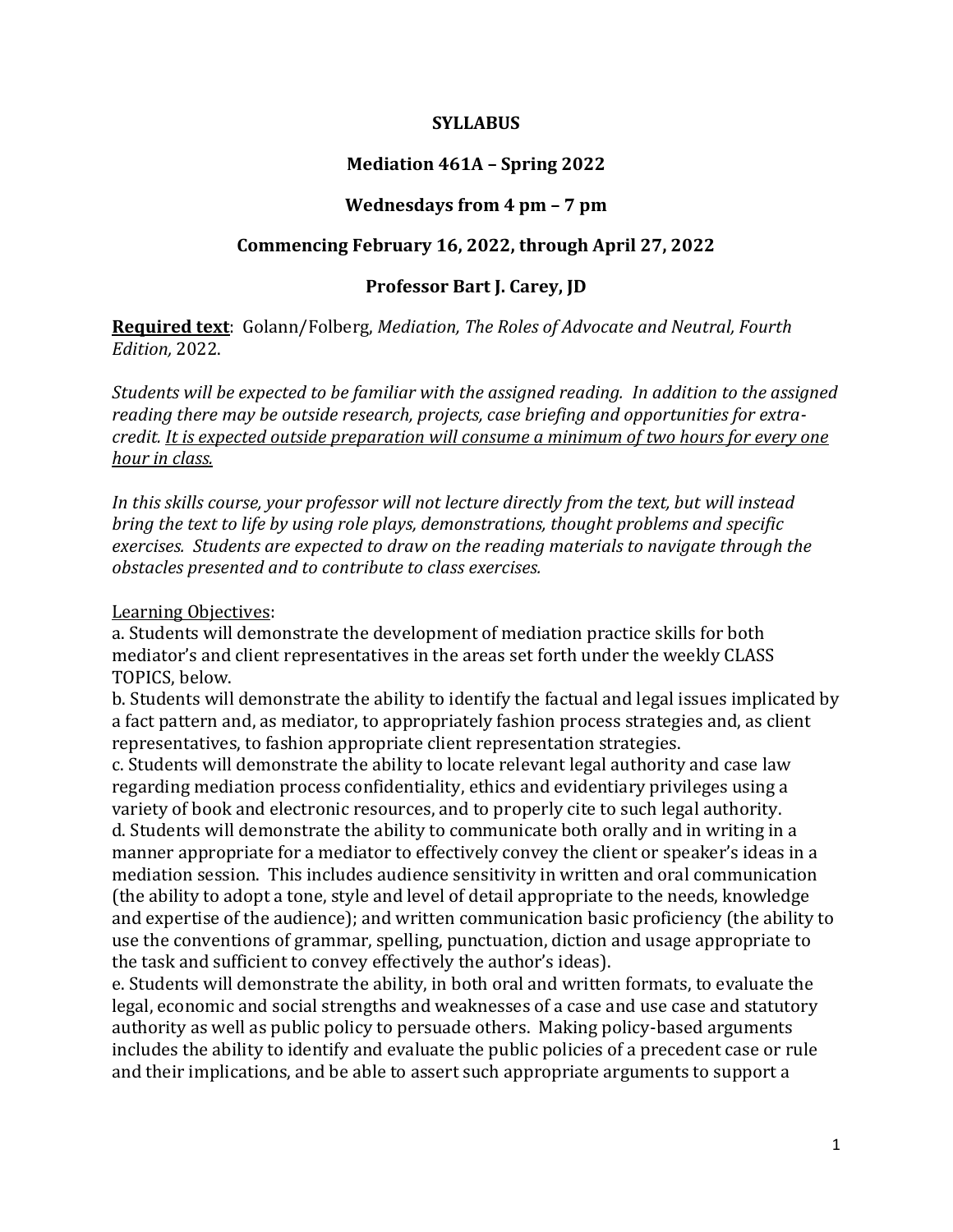**SYLLABUS**

**Mediation 461A – Spring 2022**

**Wednesdays from 4 pm – 7 pm**

**Commencing February 16, 2022, through April 27, 2022**

**Professor Bart J. Carey, JD**

**Required text**: Golann/Folberg, *Mediation, The Roles of Advocate and Neutral, Fourth Edition,* 2022.

*Students will be expected to be familiar with the assigned reading. In addition to the assigned reading there may be outside research, projects, case briefing and opportunities for extra-credit. It is expected outside preparation will consume a minimum of two hours for every one hour in class.*

*In this skills course, your professor will not lecture directly from the text, but will instead bring the text to life by using role plays, demonstrations, thought problems and specific exercises. Students are expected to draw on the reading materials to navigate through the obstacles presented and to contribute to class exercises.*

Learning Objectives:

a. Students will demonstrate the development of mediation practice skills for both mediator's and client representatives in the areas set forth under the weekly CLASS TOPICS, below.

b. Students will demonstrate the ability to identify the factual and legal issues implicated by a fact pattern and, as mediator, to appropriately fashion process strategies and, as client representatives, to fashion appropriate client representation strategies.

c. Students will demonstrate the ability to locate relevant legal authority and case law regarding mediation process confidentiality, ethics and evidentiary privileges using a variety of book and electronic resources, and to properly cite to such legal authority.

d. Students will demonstrate the ability to communicate both orally and in writing in a manner appropriate for a mediator to effectively convey the client or speaker's ideas in a mediation session. This includes audience sensitivity in written and oral communication (the ability to adopt a tone, style and level of detail appropriate to the needs, knowledge and expertise of the audience); and written communication basic proficiency (the ability to use the conventions of grammar, spelling, punctuation, diction and usage appropriate to the task and sufficient to convey effectively the author's ideas).

e. Students will demonstrate the ability, in both oral and written formats, to evaluate the legal, economic and social strengths and weaknesses of a case and use case and statutory authority as well as public policy to persuade others. Making policy-based arguments includes the ability to identify and evaluate the public policies of a precedent case or rule and their implications, and be able to assert such appropriate arguments to support a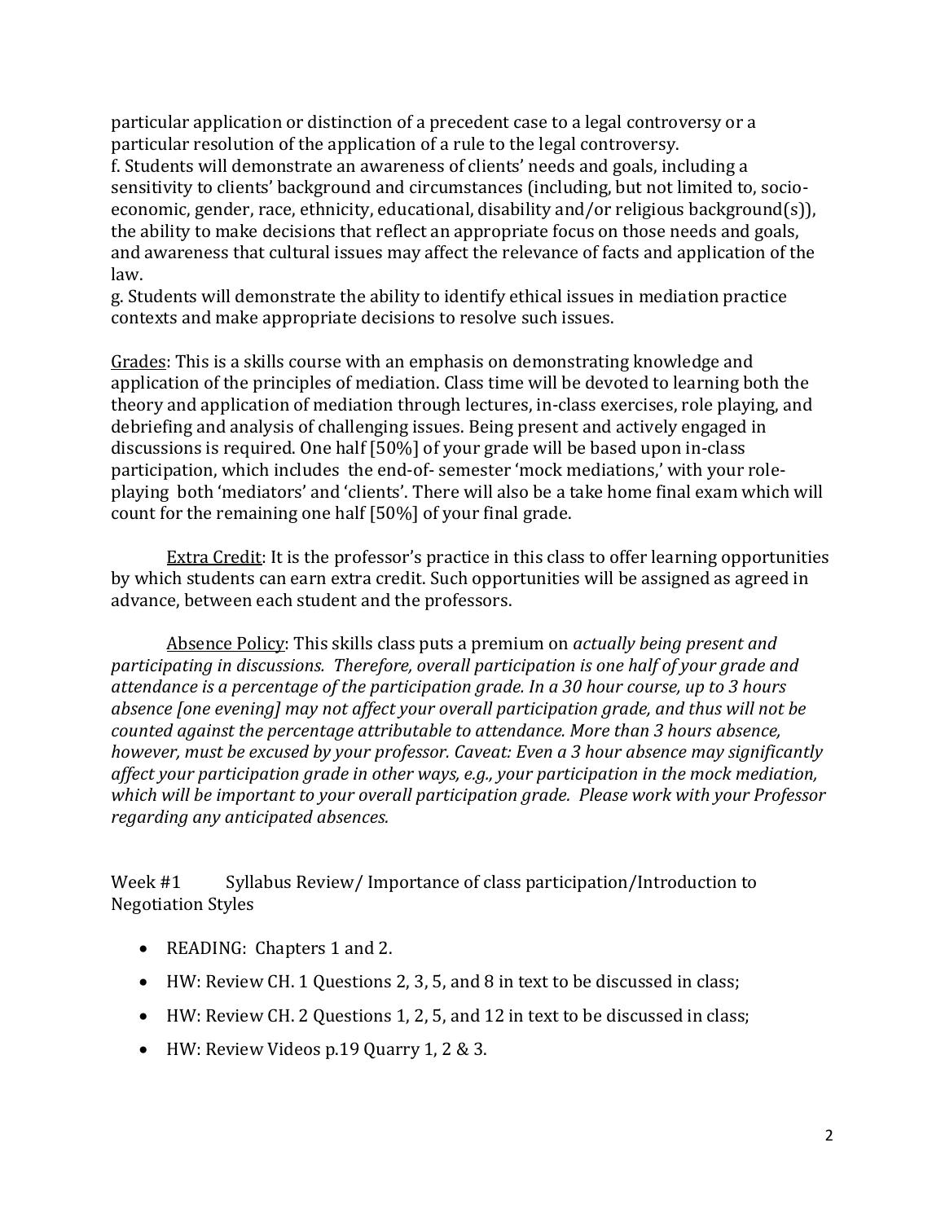particular application or distinction of a precedent case to a legal controversy or a particular resolution of the application of a rule to the legal controversy.

f. Students will demonstrate an awareness of clients' needs and goals, including a sensitivity to clients' background and circumstances (including, but not limited to, socio-economic, gender, race, ethnicity, educational, disability and/or religious background(s)), the ability to make decisions that reflect an appropriate focus on those needs and goals, and awareness that cultural issues may affect the relevance of facts and application of the law.

g. Students will demonstrate the ability to identify ethical issues in mediation practice contexts and make appropriate decisions to resolve such issues.

<u>Grades</u>: This is a skills course with an emphasis on demonstrating knowledge and application of the principles of mediation. Class time will be devoted to learning both the theory and application of mediation through lectures, in-class exercises, role playing, and debriefing and analysis of challenging issues. Being present and actively engaged in discussions is required. One half [50%] of your grade will be based upon in-class participation, which includes the end-of- semester 'mock mediations,' with your role-playing both 'mediators' and 'clients'. There will also be a take home final exam which will count for the remaining one half [50%] of your final grade.

<u>Extra Credit</u>: It is the professor's practice in this class to offer learning opportunities by which students can earn extra credit. Such opportunities will be assigned as agreed in advance, between each student and the professors.

<u>Absence Policy</u>: This skills class puts a premium on *actually being present and participating in discussions. Therefore, overall participation is one half of your grade and attendance is a percentage of the participation grade. In a 30 hour course, up to 3 hours absence [one evening] may not affect your overall participation grade, and thus will not be counted against the percentage attributable to attendance. More than 3 hours absence, however, must be excused by your professor. Caveat: Even a 3 hour absence may significantly affect your participation grade in other ways, e.g., your participation in the mock mediation, which will be important to your overall participation grade. Please work with your Professor regarding any anticipated absences.*

Week #1 Syllabus Review/ Importance of class participation/Introduction to Negotiation Styles

- READING: Chapters 1 and 2.
- HW: Review CH. 1 Questions 2, 3, 5, and 8 in text to be discussed in class;
- HW: Review CH. 2 Questions 1, 2, 5, and 12 in text to be discussed in class;
- HW: Review Videos p.19 Quarry 1, 2 & 3.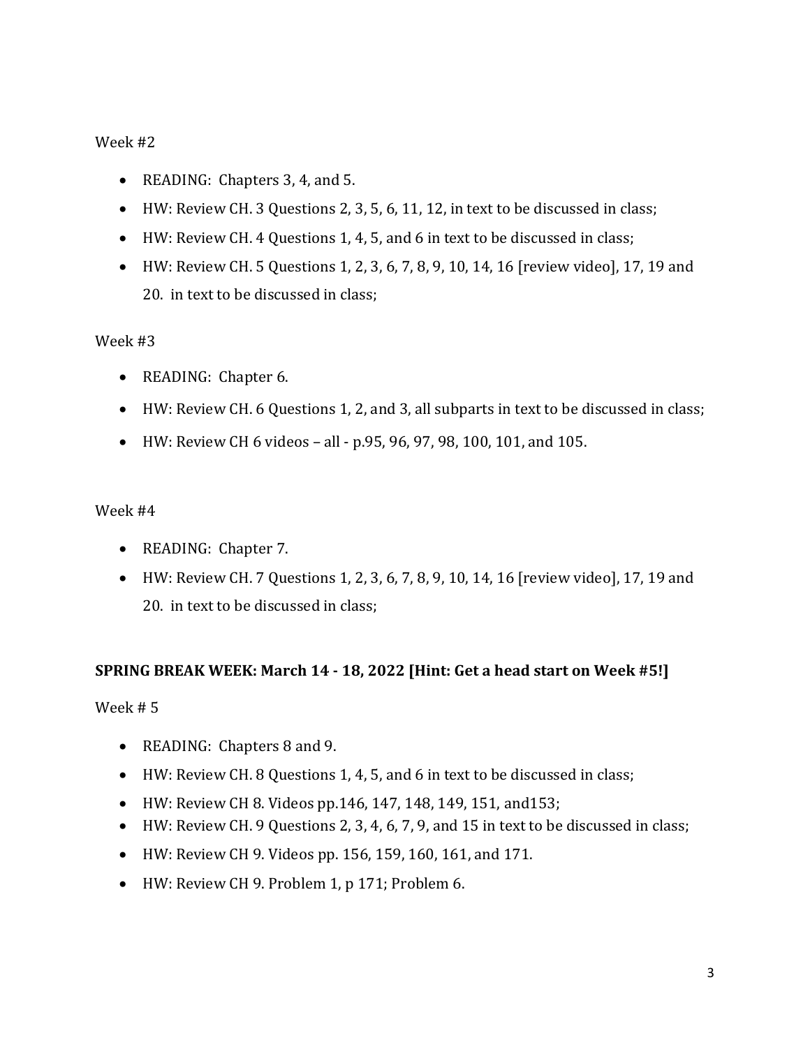Week #2

- READING: Chapters 3, 4, and 5.
- HW: Review CH. 3 Questions 2, 3, 5, 6, 11, 12, in text to be discussed in class;
- HW: Review CH. 4 Questions 1, 4, 5, and 6 in text to be discussed in class;
- HW: Review CH. 5 Questions 1, 2, 3, 6, 7, 8, 9, 10, 14, 16 [review video], 17, 19 and 20. in text to be discussed in class;

Week #3

- READING: Chapter 6.
- HW: Review CH. 6 Questions 1, 2, and 3, all subparts in text to be discussed in class;
- HW: Review CH 6 videos – all - p.95, 96, 97, 98, 100, 101, and 105.

Week #4

- READING: Chapter 7.
- HW: Review CH. 7 Questions 1, 2, 3, 6, 7, 8, 9, 10, 14, 16 [review video], 17, 19 and 20. in text to be discussed in class;

**SPRING BREAK WEEK: March 14 - 18, 2022 [Hint: Get a head start on Week #5!]**

Week # 5

- READING: Chapters 8 and 9.
- HW: Review CH. 8 Questions 1, 4, 5, and 6 in text to be discussed in class;
- HW: Review CH 8. Videos pp.146, 147, 148, 149, 151, and153;
- HW: Review CH. 9 Questions 2, 3, 4, 6, 7, 9, and 15 in text to be discussed in class;
- HW: Review CH 9. Videos pp. 156, 159, 160, 161, and 171.
- HW: Review CH 9. Problem 1, p 171; Problem 6.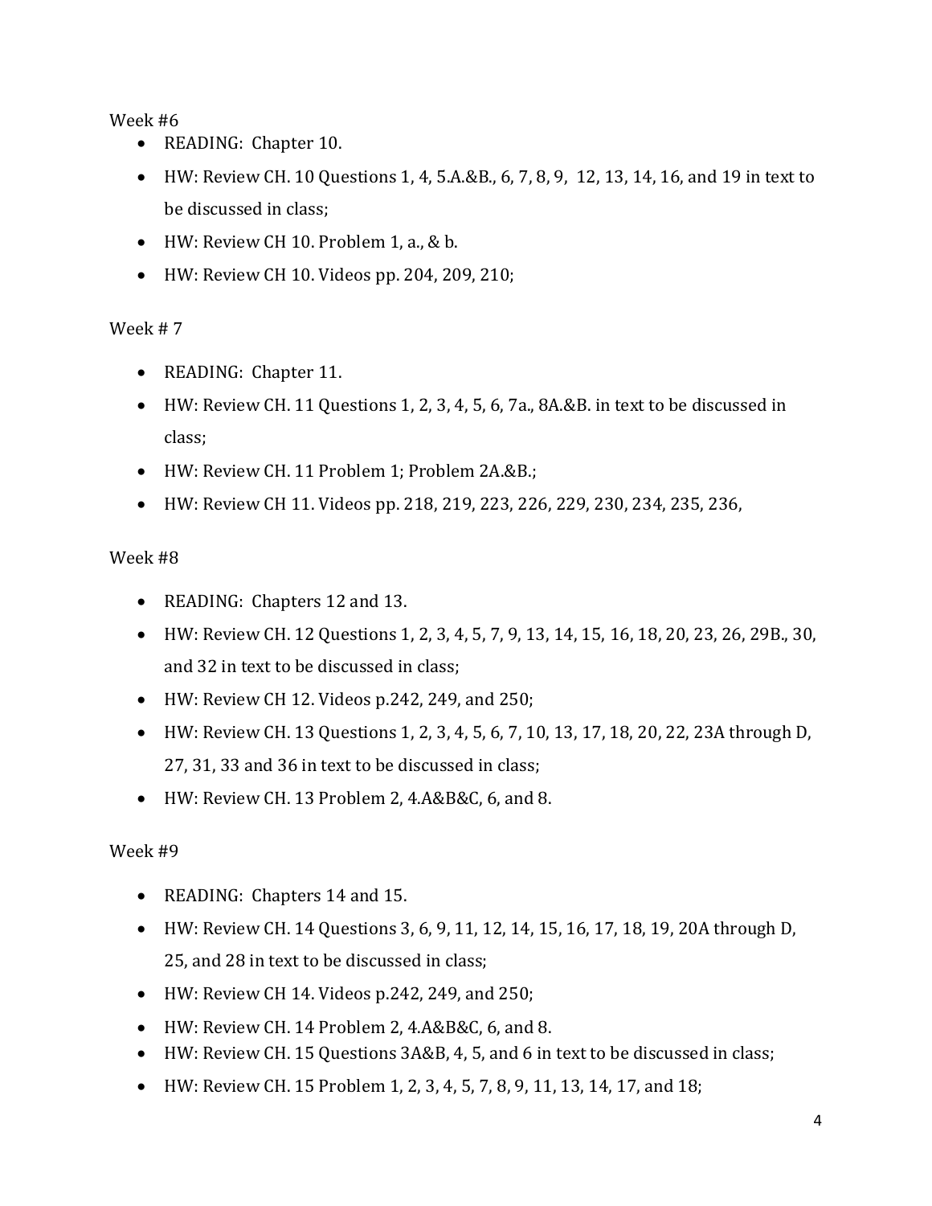Week #6

- READING: Chapter 10.
- HW: Review CH. 10 Questions 1, 4, 5.A.&B., 6, 7, 8, 9, 12, 13, 14, 16, and 19 in text to be discussed in class;
- HW: Review CH 10. Problem 1, a., & b.
- HW: Review CH 10. Videos pp. 204, 209, 210;

Week # 7

- READING: Chapter 11.
- HW: Review CH. 11 Questions 1, 2, 3, 4, 5, 6, 7a., 8A.&B. in text to be discussed in class;
- HW: Review CH. 11 Problem 1; Problem 2A.&B.;
- HW: Review CH 11. Videos pp. 218, 219, 223, 226, 229, 230, 234, 235, 236,

Week #8

- READING: Chapters 12 and 13.
- HW: Review CH. 12 Questions 1, 2, 3, 4, 5, 7, 9, 13, 14, 15, 16, 18, 20, 23, 26, 29B., 30, and 32 in text to be discussed in class;
- HW: Review CH 12. Videos p.242, 249, and 250;
- HW: Review CH. 13 Questions 1, 2, 3, 4, 5, 6, 7, 10, 13, 17, 18, 20, 22, 23A through D, 27, 31, 33 and 36 in text to be discussed in class;
- HW: Review CH. 13 Problem 2, 4.A&B&C, 6, and 8.

Week #9

- READING: Chapters 14 and 15.
- HW: Review CH. 14 Questions 3, 6, 9, 11, 12, 14, 15, 16, 17, 18, 19, 20A through D, 25, and 28 in text to be discussed in class;
- HW: Review CH 14. Videos p.242, 249, and 250;
- HW: Review CH. 14 Problem 2, 4.A&B&C, 6, and 8.
- HW: Review CH. 15 Questions 3A&B, 4, 5, and 6 in text to be discussed in class;
- HW: Review CH. 15 Problem 1, 2, 3, 4, 5, 7, 8, 9, 11, 13, 14, 17, and 18;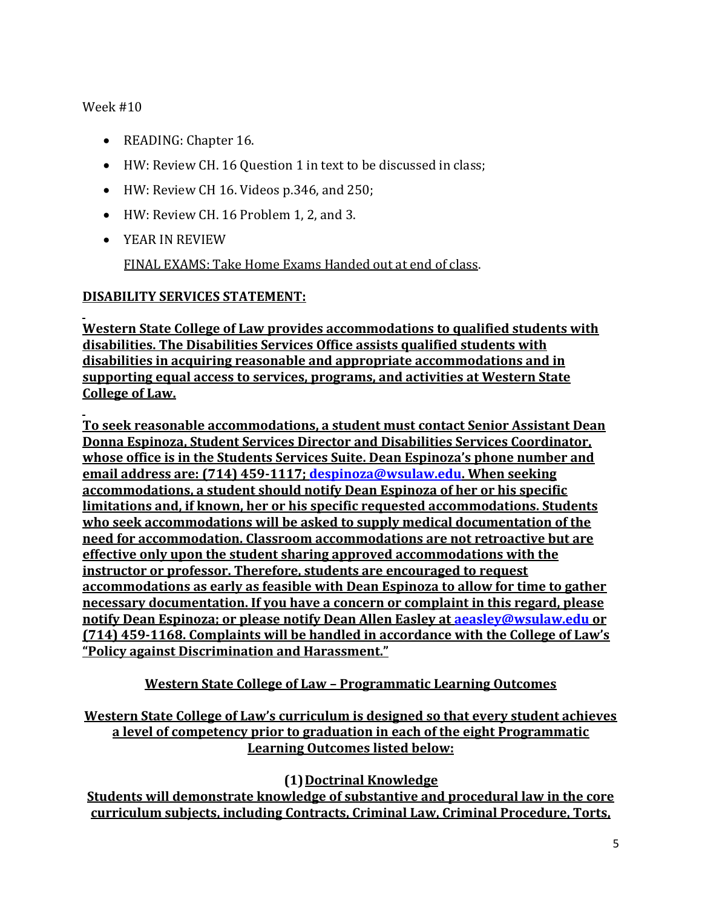Week #10

- READING: Chapter 16.
- HW: Review CH. 16 Question 1 in text to be discussed in class;
- HW: Review CH 16. Videos p.346, and 250;
- HW: Review CH. 16 Problem 1, 2, and 3.
- YEAR IN REVIEW

  <u>FINAL EXAMS: Take Home Exams Handed out at end of class</u>.

**<u>DISABILITY SERVICES STATEMENT:</u>**

**<u>Western State College of Law provides accommodations to qualified students with disabilities. The Disabilities Services Office assists qualified students with disabilities in acquiring reasonable and appropriate accommodations and in supporting equal access to services, programs, and activities at Western State College of Law.</u>**

**<u>To seek reasonable accommodations, a student must contact Senior Assistant Dean Donna Espinoza, Student Services Director and Disabilities Services Coordinator, whose office is in the Students Services Suite. Dean Espinoza's phone number and email address are: (714) 459-1117; despinoza@wsulaw.edu. When seeking accommodations, a student should notify Dean Espinoza of her or his specific limitations and, if known, her or his specific requested accommodations. Students who seek accommodations will be asked to supply medical documentation of the need for accommodation. Classroom accommodations are not retroactive but are effective only upon the student sharing approved accommodations with the instructor or professor. Therefore, students are encouraged to request accommodations as early as feasible with Dean Espinoza to allow for time to gather necessary documentation. If you have a concern or complaint in this regard, please notify Dean Espinoza; or please notify Dean Allen Easley at aeasley@wsulaw.edu or (714) 459-1168. Complaints will be handled in accordance with the College of Law's "Policy against Discrimination and Harassment."</u>**

**<u>Western State College of Law – Programmatic Learning Outcomes</u>**

**<u>Western State College of Law's curriculum is designed so that every student achieves a level of competency prior to graduation in each of the eight Programmatic Learning Outcomes listed below:</u>**

**(1) <u>Doctrinal Knowledge</u>**

**<u>Students will demonstrate knowledge of substantive and procedural law in the core curriculum subjects, including Contracts, Criminal Law, Criminal Procedure, Torts,</u>**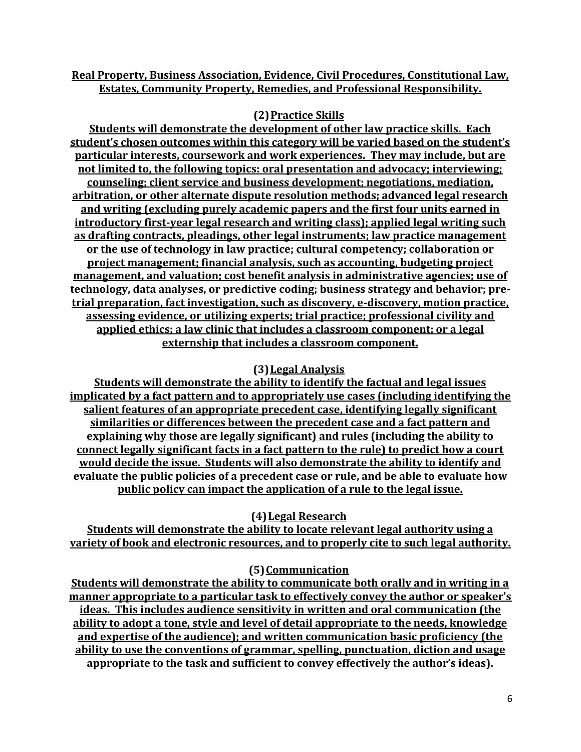**Real Property, Business Association, Evidence, Civil Procedures, Constitutional Law, Estates, Community Property, Remedies, and Professional Responsibility.**

### (2) Practice Skills

**Students will demonstrate the development of other law practice skills. Each student's chosen outcomes within this category will be varied based on the student's particular interests, coursework and work experiences. They may include, but are not limited to, the following topics: oral presentation and advocacy; interviewing; counseling; client service and business development; negotiations, mediation, arbitration, or other alternate dispute resolution methods; advanced legal research and writing (excluding purely academic papers and the first four units earned in introductory first-year legal research and writing class); applied legal writing such as drafting contracts, pleadings, other legal instruments; law practice management or the use of technology in law practice; cultural competency; collaboration or project management; financial analysis, such as accounting, budgeting project management, and valuation; cost benefit analysis in administrative agencies; use of technology, data analyses, or predictive coding; business strategy and behavior; pre-trial preparation, fact investigation, such as discovery, e-discovery, motion practice, assessing evidence, or utilizing experts; trial practice; professional civility and applied ethics; a law clinic that includes a classroom component; or a legal externship that includes a classroom component.**

### (3) Legal Analysis

**Students will demonstrate the ability to identify the factual and legal issues implicated by a fact pattern and to appropriately use cases (including identifying the salient features of an appropriate precedent case, identifying legally significant similarities or differences between the precedent case and a fact pattern and explaining why those are legally significant) and rules (including the ability to connect legally significant facts in a fact pattern to the rule) to predict how a court would decide the issue. Students will also demonstrate the ability to identify and evaluate the public policies of a precedent case or rule, and be able to evaluate how public policy can impact the application of a rule to the legal issue.**

### (4) Legal Research

**Students will demonstrate the ability to locate relevant legal authority using a variety of book and electronic resources, and to properly cite to such legal authority.**

### (5) Communication

**Students will demonstrate the ability to communicate both orally and in writing in a manner appropriate to a particular task to effectively convey the author or speaker's ideas. This includes audience sensitivity in written and oral communication (the ability to adopt a tone, style and level of detail appropriate to the needs, knowledge and expertise of the audience); and written communication basic proficiency (the ability to use the conventions of grammar, spelling, punctuation, diction and usage appropriate to the task and sufficient to convey effectively the author's ideas).**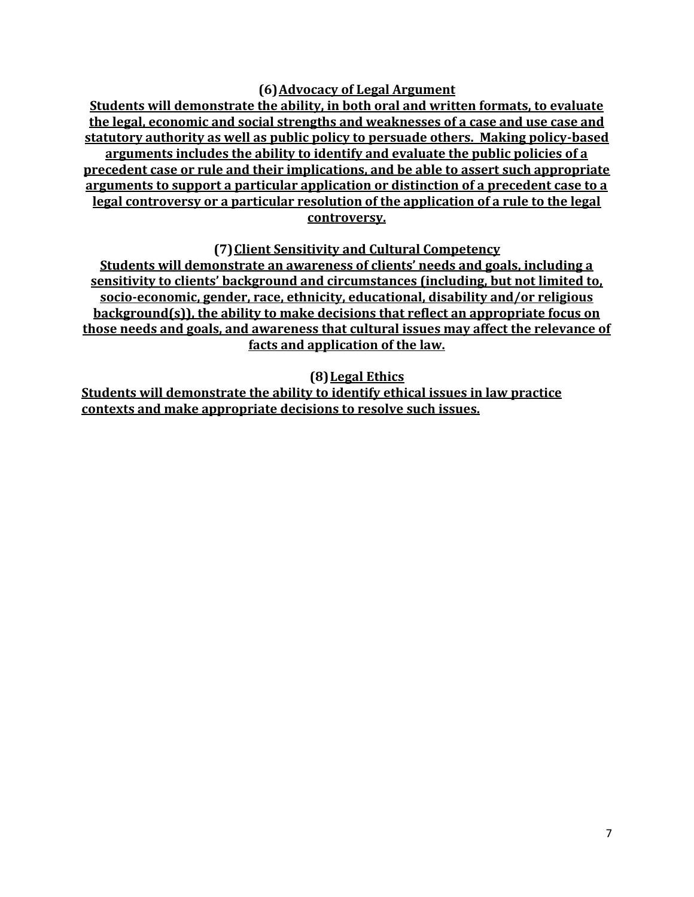### (6) Advocacy of Legal Argument

**Students will demonstrate the ability, in both oral and written formats, to evaluate the legal, economic and social strengths and weaknesses of a case and use case and statutory authority as well as public policy to persuade others. Making policy-based arguments includes the ability to identify and evaluate the public policies of a precedent case or rule and their implications, and be able to assert such appropriate arguments to support a particular application or distinction of a precedent case to a legal controversy or a particular resolution of the application of a rule to the legal controversy.**

### (7) Client Sensitivity and Cultural Competency

**Students will demonstrate an awareness of clients' needs and goals, including a sensitivity to clients' background and circumstances (including, but not limited to, socio-economic, gender, race, ethnicity, educational, disability and/or religious background(s)), the ability to make decisions that reflect an appropriate focus on those needs and goals, and awareness that cultural issues may affect the relevance of facts and application of the law.**

### (8) Legal Ethics

**Students will demonstrate the ability to identify ethical issues in law practice contexts and make appropriate decisions to resolve such issues.**